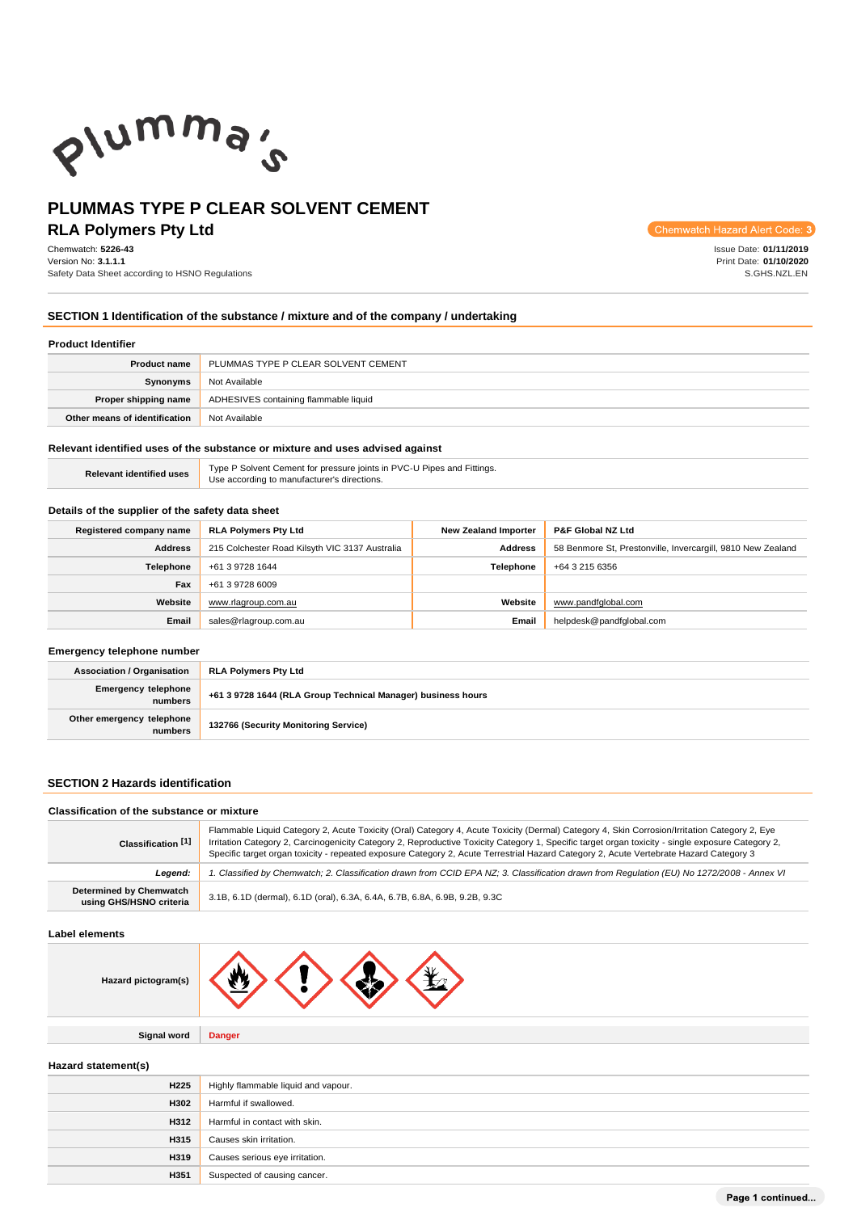# PLUMMAS TYPE P CLEAR SOLVENT CEMENT

## RLA Polymers Pty Ltd

Chemwatch Hazard Alert Code: 3

Chemwatch: **5226-43**
Version No: **3.1.1.1**
Safety Data Sheet according to HSNO Regulations

Issue Date: **01/11/2019**
Print Date: **01/10/2020**
S.GHS.NZL.EN

## SECTION 1 Identification of the substance / mixture and of the company / undertaking

### Product Identifier

| | |
|---|---|
| **Product name** | PLUMMAS TYPE P CLEAR SOLVENT CEMENT |
| **Synonyms** | Not Available |
| **Proper shipping name** | ADHESIVES containing flammable liquid |
| **Other means of identification** | Not Available |

### Relevant identified uses of the substance or mixture and uses advised against

| | |
|---|---|
| **Relevant identified uses** | Type P Solvent Cement for pressure joints in PVC-U Pipes and Fittings.<br>Use according to manufacturer's directions. |

### Details of the supplier of the safety data sheet

| | | | |
|---|---|---|---|
| **Registered company name** | **RLA Polymers Pty Ltd** | **New Zealand Importer** | **P&F Global NZ Ltd** |
| **Address** | 215 Colchester Road Kilsyth VIC 3137 Australia | **Address** | 58 Benmore St, Prestonville, Invercargill, 9810 New Zealand |
| **Telephone** | +61 3 9728 1644 | **Telephone** | +64 3 215 6356 |
| **Fax** | +61 3 9728 6009 | | |
| **Website** | www.rlagroup.com.au | **Website** | www.pandfglobal.com |
| **Email** | sales@rlagroup.com.au | **Email** | helpdesk@pandfglobal.com |

### Emergency telephone number

| | |
|---|---|
| **Association / Organisation** | **RLA Polymers Pty Ltd** |
| **Emergency telephone numbers** | **+61 3 9728 1644 (RLA Group Technical Manager) business hours** |
| **Other emergency telephone numbers** | **132766 (Security Monitoring Service)** |

## SECTION 2 Hazards identification

### Classification of the substance or mixture

| | |
|---|---|
| **Classification [1]** | Flammable Liquid Category 2, Acute Toxicity (Oral) Category 4, Acute Toxicity (Dermal) Category 4, Skin Corrosion/Irritation Category 2, Eye Irritation Category 2, Carcinogenicity Category 2, Reproductive Toxicity Category 1, Specific target organ toxicity - single exposure Category 2, Specific target organ toxicity - repeated exposure Category 2, Acute Terrestrial Hazard Category 2, Acute Vertebrate Hazard Category 3 |
| ***Legend:*** | *1. Classified by Chemwatch; 2. Classification drawn from CCID EPA NZ; 3. Classification drawn from Regulation (EU) No 1272/2008 - Annex VI* |
| **Determined by Chemwatch using GHS/HSNO criteria** | 3.1B, 6.1D (dermal), 6.1D (oral), 6.3A, 6.4A, 6.7B, 6.8A, 6.9B, 9.2B, 9.3C |

### Label elements

| | |
|---|---|
| **Hazard pictogram(s)** | |
| **Signal word** | **Danger** |

### Hazard statement(s)

| | |
|---|---|
| **H225** | Highly flammable liquid and vapour. |
| **H302** | Harmful if swallowed. |
| **H312** | Harmful in contact with skin. |
| **H315** | Causes skin irritation. |
| **H319** | Causes serious eye irritation. |
| **H351** | Suspected of causing cancer. |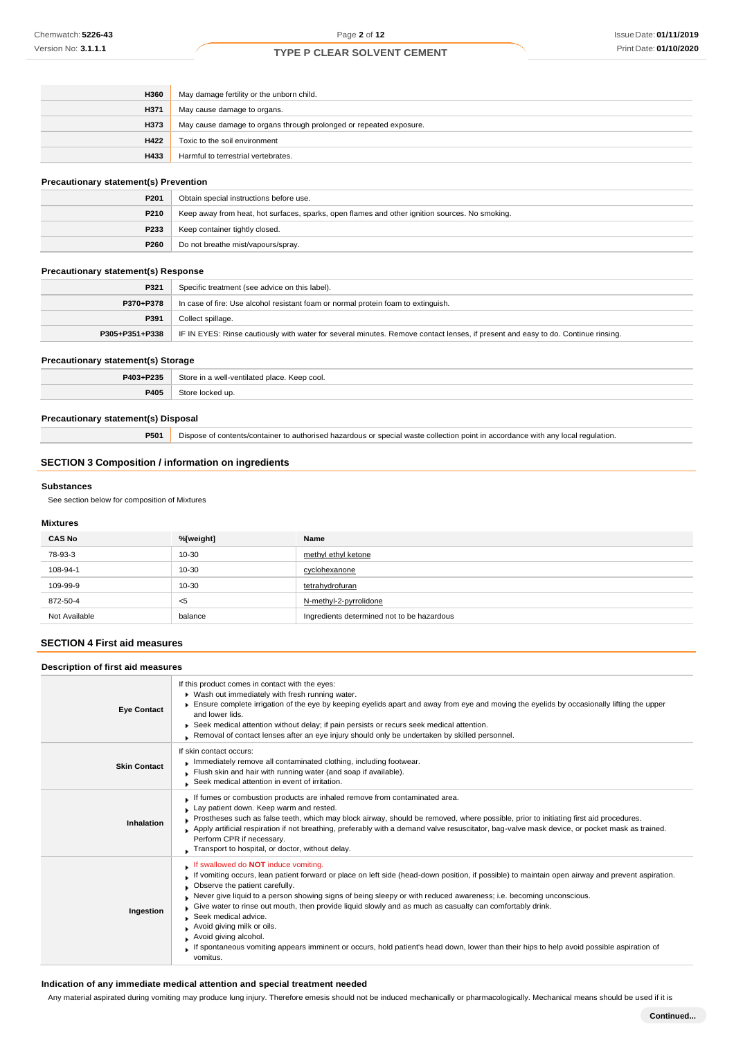| | |
|---|---|
| **H360** | May damage fertility or the unborn child. |
| **H371** | May cause damage to organs. |
| **H373** | May cause damage to organs through prolonged or repeated exposure. |
| **H422** | Toxic to the soil environment |
| **H433** | Harmful to terrestrial vertebrates. |

### Precautionary statement(s) Prevention

| | |
|---|---|
| **P201** | Obtain special instructions before use. |
| **P210** | Keep away from heat, hot surfaces, sparks, open flames and other ignition sources. No smoking. |
| **P233** | Keep container tightly closed. |
| **P260** | Do not breathe mist/vapours/spray. |

### Precautionary statement(s) Response

| | |
|---|---|
| **P321** | Specific treatment (see advice on this label). |
| **P370+P378** | In case of fire: Use alcohol resistant foam or normal protein foam to extinguish. |
| **P391** | Collect spillage. |
| **P305+P351+P338** | IF IN EYES: Rinse cautiously with water for several minutes. Remove contact lenses, if present and easy to do. Continue rinsing. |

### Precautionary statement(s) Storage

| | |
|---|---|
| **P403+P235** | Store in a well-ventilated place. Keep cool. |
| **P405** | Store locked up. |

### Precautionary statement(s) Disposal

| | |
|---|---|
| **P501** | Dispose of contents/container to authorised hazardous or special waste collection point in accordance with any local regulation. |

## SECTION 3 Composition / information on ingredients

### Substances

See section below for composition of Mixtures

### Mixtures

| CAS No | %[weight] | Name |
|---|---|---|
| 78-93-3 | 10-30 | methyl ethyl ketone |
| 108-94-1 | 10-30 | cyclohexanone |
| 109-99-9 | 10-30 | tetrahydrofuran |
| 872-50-4 | <5 | N-methyl-2-pyrrolidone |
| Not Available | balance | Ingredients determined not to be hazardous |

## SECTION 4 First aid measures

### Description of first aid measures

| | |
|---|---|
| **Eye Contact** | If this product comes in contact with the eyes:<br>▸ Wash out immediately with fresh running water.<br>▸ Ensure complete irrigation of the eye by keeping eyelids apart and away from eye and moving the eyelids by occasionally lifting the upper and lower lids.<br>▸ Seek medical attention without delay; if pain persists or recurs seek medical attention.<br>▸ Removal of contact lenses after an eye injury should only be undertaken by skilled personnel. |
| **Skin Contact** | If skin contact occurs:<br>▸ Immediately remove all contaminated clothing, including footwear.<br>▸ Flush skin and hair with running water (and soap if available).<br>▸ Seek medical attention in event of irritation. |
| **Inhalation** | ▸ If fumes or combustion products are inhaled remove from contaminated area.<br>▸ Lay patient down. Keep warm and rested.<br>▸ Prostheses such as false teeth, which may block airway, should be removed, where possible, prior to initiating first aid procedures.<br>▸ Apply artificial respiration if not breathing, preferably with a demand valve resuscitator, bag-valve mask device, or pocket mask as trained. Perform CPR if necessary.<br>▸ Transport to hospital, or doctor, without delay. |
| **Ingestion** | ▸ If swallowed do **NOT** induce vomiting.<br>▸ If vomiting occurs, lean patient forward or place on left side (head-down position, if possible) to maintain open airway and prevent aspiration.<br>▸ Observe the patient carefully.<br>▸ Never give liquid to a person showing signs of being sleepy or with reduced awareness; i.e. becoming unconscious.<br>▸ Give water to rinse out mouth, then provide liquid slowly and as much as casualty can comfortably drink.<br>▸ Seek medical advice.<br>▸ Avoid giving milk or oils.<br>▸ Avoid giving alcohol.<br>▸ If spontaneous vomiting appears imminent or occurs, hold patient's head down, lower than their hips to help avoid possible aspiration of vomitus. |

### Indication of any immediate medical attention and special treatment needed

Any material aspirated during vomiting may produce lung injury. Therefore emesis should not be induced mechanically or pharmacologically. Mechanical means should be used if it is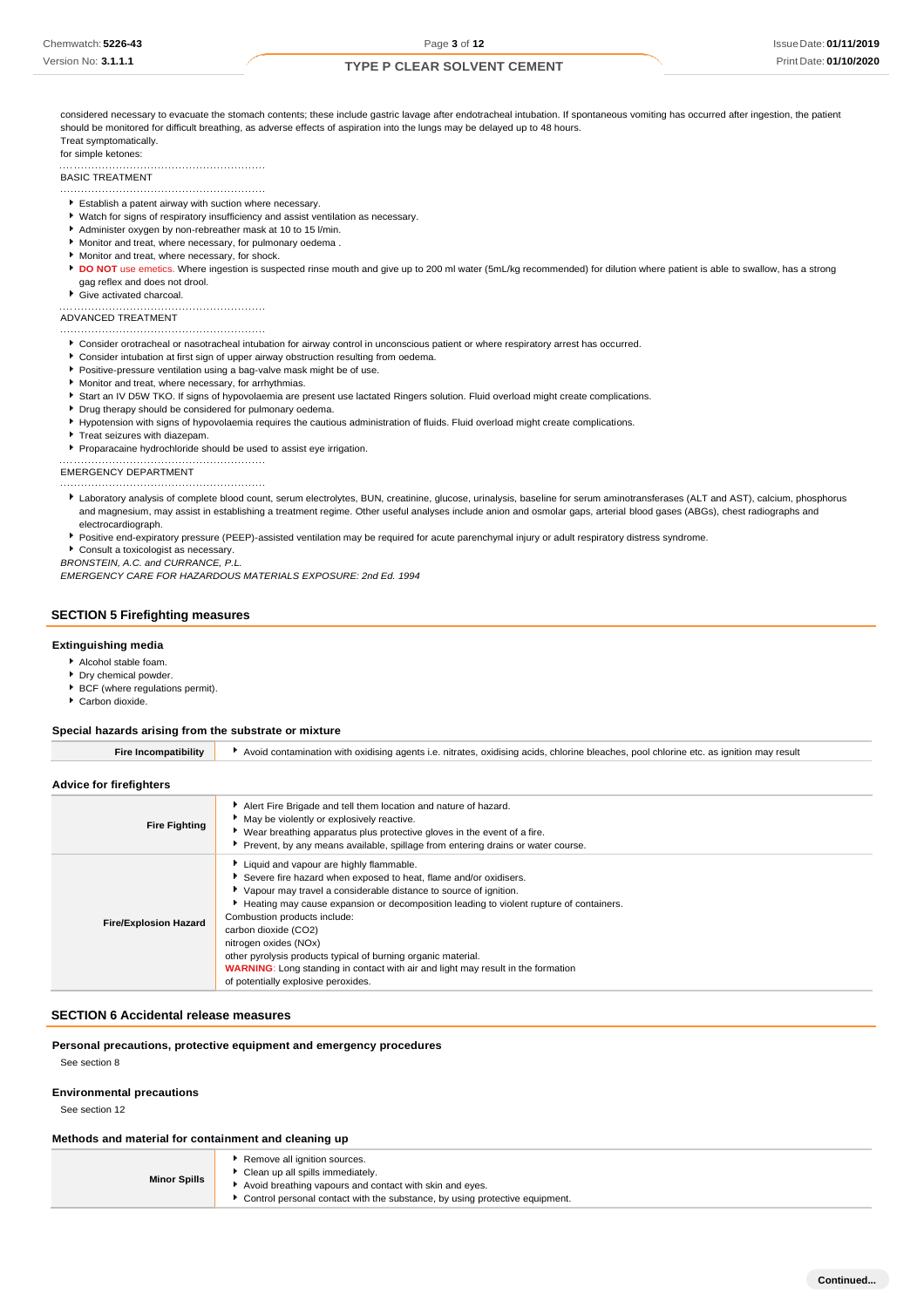considered necessary to evacuate the stomach contents; these include gastric lavage after endotracheal intubation. If spontaneous vomiting has occurred after ingestion, the patient should be monitored for difficult breathing, as adverse effects of aspiration into the lungs may be delayed up to 48 hours.

Treat symptomatically.

for simple ketones:

BASIC TREATMENT

- Establish a patent airway with suction where necessary.
- Watch for signs of respiratory insufficiency and assist ventilation as necessary.
- Administer oxygen by non-rebreather mask at 10 to 15 l/min.
- Monitor and treat, where necessary, for pulmonary oedema .
- Monitor and treat, where necessary, for shock.
- **DO NOT** use emetics. Where ingestion is suspected rinse mouth and give up to 200 ml water (5mL/kg recommended) for dilution where patient is able to swallow, has a strong gag reflex and does not drool.
- Give activated charcoal.

ADVANCED TREATMENT

- Consider orotracheal or nasotracheal intubation for airway control in unconscious patient or where respiratory arrest has occurred.
- Consider intubation at first sign of upper airway obstruction resulting from oedema.
- Positive-pressure ventilation using a bag-valve mask might be of use.
- Monitor and treat, where necessary, for arrhythmias.
- Start an IV D5W TKO. If signs of hypovolaemia are present use lactated Ringers solution. Fluid overload might create complications.
- Drug therapy should be considered for pulmonary oedema.
- Hypotension with signs of hypovolaemia requires the cautious administration of fluids. Fluid overload might create complications.
- Treat seizures with diazepam.
- Proparacaine hydrochloride should be used to assist eye irrigation.

EMERGENCY DEPARTMENT

- Laboratory analysis of complete blood count, serum electrolytes, BUN, creatinine, glucose, urinalysis, baseline for serum aminotransferases (ALT and AST), calcium, phosphorus and magnesium, may assist in establishing a treatment regime. Other useful analyses include anion and osmolar gaps, arterial blood gases (ABGs), chest radiographs and electrocardiograph.
- Positive end-expiratory pressure (PEEP)-assisted ventilation may be required for acute parenchymal injury or adult respiratory distress syndrome.
- Consult a toxicologist as necessary.

*BRONSTEIN, A.C. and CURRANCE, P.L.*

*EMERGENCY CARE FOR HAZARDOUS MATERIALS EXPOSURE: 2nd Ed. 1994*

## SECTION 5 Firefighting measures

### Extinguishing media

- Alcohol stable foam.
- Dry chemical powder.
- BCF (where regulations permit).
- Carbon dioxide.

### Special hazards arising from the substrate or mixture

| | |
|---|---|
| **Fire Incompatibility** | Avoid contamination with oxidising agents i.e. nitrates, oxidising acids, chlorine bleaches, pool chlorine etc. as ignition may result |

### Advice for firefighters

| | |
|---|---|
| **Fire Fighting** | Alert Fire Brigade and tell them location and nature of hazard.<br>May be violently or explosively reactive.<br>Wear breathing apparatus plus protective gloves in the event of a fire.<br>Prevent, by any means available, spillage from entering drains or water course. |
| **Fire/Explosion Hazard** | Liquid and vapour are highly flammable.<br>Severe fire hazard when exposed to heat, flame and/or oxidisers.<br>Vapour may travel a considerable distance to source of ignition.<br>Heating may cause expansion or decomposition leading to violent rupture of containers.<br>Combustion products include:<br>carbon dioxide ($CO_2$)<br>nitrogen oxides ($NO_x$)<br>other pyrolysis products typical of burning organic material.<br>**WARNING**: Long standing in contact with air and light may result in the formation of potentially explosive peroxides. |

## SECTION 6 Accidental release measures

### Personal precautions, protective equipment and emergency procedures

See section 8

### Environmental precautions

See section 12

### Methods and material for containment and cleaning up

| | |
|---|---|
| **Minor Spills** | Remove all ignition sources.<br>Clean up all spills immediately.<br>Avoid breathing vapours and contact with skin and eyes.<br>Control personal contact with the substance, by using protective equipment. |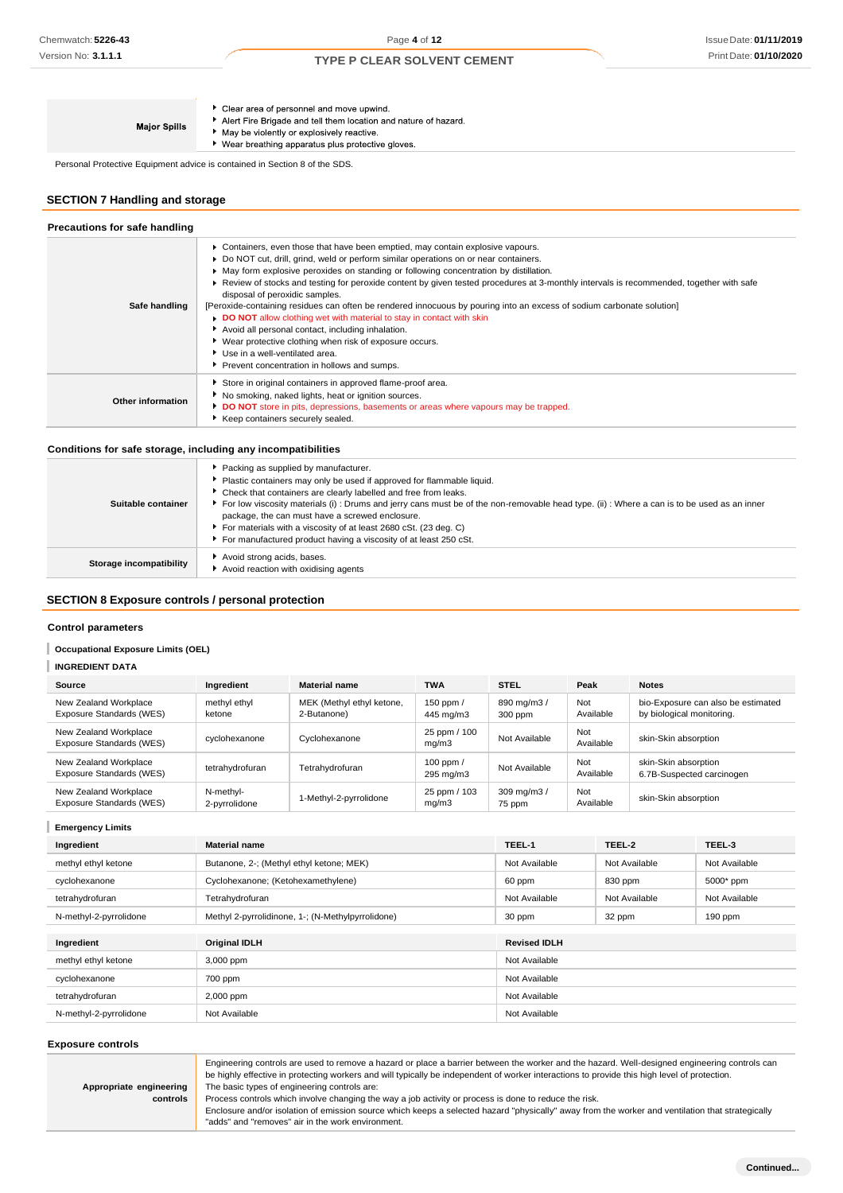| | |
|---|---|
| **Major Spills** | - Clear area of personnel and move upwind.<br>- Alert Fire Brigade and tell them location and nature of hazard.<br>- May be violently or explosively reactive.<br>- Wear breathing apparatus plus protective gloves. |

Personal Protective Equipment advice is contained in Section 8 of the SDS.

## SECTION 7 Handling and storage

### Precautions for safe handling

| | |
|---|---|
| **Safe handling** | - Containers, even those that have been emptied, may contain explosive vapours.<br>- Do NOT cut, drill, grind, weld or perform similar operations on or near containers.<br>- May form explosive peroxides on standing or following concentration by distillation.<br>- Review of stocks and testing for peroxide content by given tested procedures at 3-monthly intervals is recommended, together with safe disposal of peroxidic samples.<br>[Peroxide-containing residues can often be rendered innocuous by pouring into an excess of sodium carbonate solution]<br>- **DO NOT** allow clothing wet with material to stay in contact with skin<br>- Avoid all personal contact, including inhalation.<br>- Wear protective clothing when risk of exposure occurs.<br>- Use in a well-ventilated area.<br>- Prevent concentration in hollows and sumps. |
| **Other information** | - Store in original containers in approved flame-proof area.<br>- No smoking, naked lights, heat or ignition sources.<br>- **DO NOT** store in pits, depressions, basements or areas where vapours may be trapped.<br>- Keep containers securely sealed. |

### Conditions for safe storage, including any incompatibilities

| | |
|---|---|
| **Suitable container** | - Packing as supplied by manufacturer.<br>- Plastic containers may only be used if approved for flammable liquid.<br>- Check that containers are clearly labelled and free from leaks.<br>- For low viscosity materials (i) : Drums and jerry cans must be of the non-removable head type. (ii) : Where a can is to be used as an inner package, the can must have a screwed enclosure.<br>- For materials with a viscosity of at least 2680 cSt. (23 deg. C)<br>- For manufactured product having a viscosity of at least 250 cSt. |
| **Storage incompatibility** | - Avoid strong acids, bases.<br>- Avoid reaction with oxidising agents |

## SECTION 8 Exposure controls / personal protection

### Control parameters

**Occupational Exposure Limits (OEL)**

**INGREDIENT DATA**

| Source | Ingredient | Material name | TWA | STEL | Peak | Notes |
|---|---|---|---|---|---|---|
| New Zealand Workplace Exposure Standards (WES) | methyl ethyl ketone | MEK (Methyl ethyl ketone, 2-Butanone) | 150 ppm / 445 mg/m3 | 890 mg/m3 / 300 ppm | Not Available | bio-Exposure can also be estimated by biological monitoring. |
| New Zealand Workplace Exposure Standards (WES) | cyclohexanone | Cyclohexanone | 25 ppm / 100 mg/m3 | Not Available | Not Available | skin-Skin absorption |
| New Zealand Workplace Exposure Standards (WES) | tetrahydrofuran | Tetrahydrofuran | 100 ppm / 295 mg/m3 | Not Available | Not Available | skin-Skin absorption 6.7B-Suspected carcinogen |
| New Zealand Workplace Exposure Standards (WES) | N-methyl-2-pyrrolidone | 1-Methyl-2-pyrrolidone | 25 ppm / 103 mg/m3 | 309 mg/m3 / 75 ppm | Not Available | skin-Skin absorption |

**Emergency Limits**

| Ingredient | Material name | TEEL-1 | TEEL-2 | TEEL-3 |
|---|---|---|---|---|
| methyl ethyl ketone | Butanone, 2-; (Methyl ethyl ketone; MEK) | Not Available | Not Available | Not Available |
| cyclohexanone | Cyclohexanone; (Ketohexamethylene) | 60 ppm | 830 ppm | 5000* ppm |
| tetrahydrofuran | Tetrahydrofuran | Not Available | Not Available | Not Available |
| N-methyl-2-pyrrolidone | Methyl 2-pyrrolidinone, 1-; (N-Methylpyrrolidone) | 30 ppm | 32 ppm | 190 ppm |

| Ingredient | Original IDLH | Revised IDLH |
|---|---|---|
| methyl ethyl ketone | 3,000 ppm | Not Available |
| cyclohexanone | 700 ppm | Not Available |
| tetrahydrofuran | 2,000 ppm | Not Available |
| N-methyl-2-pyrrolidone | Not Available | Not Available |

### Exposure controls

| | |
|---|---|
| **Appropriate engineering controls** | Engineering controls are used to remove a hazard or place a barrier between the worker and the hazard. Well-designed engineering controls can be highly effective in protecting workers and will typically be independent of worker interactions to provide this high level of protection.<br>The basic types of engineering controls are:<br>Process controls which involve changing the way a job activity or process is done to reduce the risk.<br>Enclosure and/or isolation of emission source which keeps a selected hazard "physically" away from the worker and ventilation that strategically "adds" and "removes" air in the work environment. |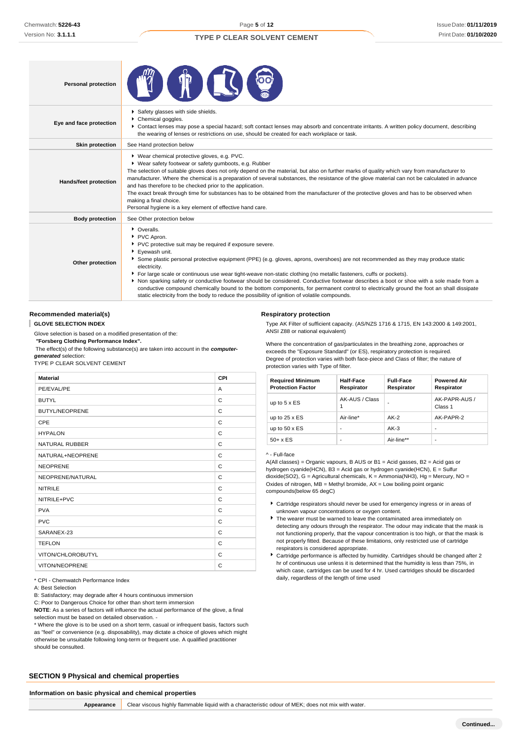| | |
|---|---|
| **Personal protection** | |
| **Eye and face protection** | ▸ Safety glasses with side shields.<br>▸ Chemical goggles.<br>▸ Contact lenses may pose a special hazard; soft contact lenses may absorb and concentrate irritants. A written policy document, describing the wearing of lenses or restrictions on use, should be created for each workplace or task. |
| **Skin protection** | See Hand protection below |
| **Hands/feet protection** | ▸ Wear chemical protective gloves, e.g. PVC.<br>▸ Wear safety footwear or safety gumboots, e.g. Rubber<br>The selection of suitable gloves does not only depend on the material, but also on further marks of quality which vary from manufacturer to manufacturer. Where the chemical is a preparation of several substances, the resistance of the glove material can not be calculated in advance and has therefore to be checked prior to the application.<br>The exact break through time for substances has to be obtained from the manufacturer of the protective gloves and has to be observed when making a final choice.<br>Personal hygiene is a key element of effective hand care. |
| **Body protection** | See Other protection below |
| **Other protection** | ▸ Overalls.<br>▸ PVC Apron.<br>▸ PVC protective suit may be required if exposure severe.<br>▸ Eyewash unit.<br>▸ Some plastic personal protective equipment (PPE) (e.g. gloves, aprons, overshoes) are not recommended as they may produce static electricity.<br>▸ For large scale or continuous use wear tight-weave non-static clothing (no metallic fasteners, cuffs or pockets).<br>▸ Non sparking safety or conductive footwear should be considered. Conductive footwear describes a boot or shoe with a sole made from a conductive compound chemically bound to the bottom components, for permanent control to electrically ground the foot an shall dissipate static electricity from the body to reduce the possibility of ignition of volatile compounds. |

### Recommended material(s)

**GLOVE SELECTION INDEX**

Glove selection is based on a modified presentation of the:

***"Forsberg Clothing Performance Index".***

The effect(s) of the following substance(s) are taken into account in the ***computer-generated*** selection:

TYPE P CLEAR SOLVENT CEMENT

| Material | CPI |
|---|---|
| PE/EVAL/PE | A |
| BUTYL | C |
| BUTYL/NEOPRENE | C |
| CPE | C |
| HYPALON | C |
| NATURAL RUBBER | C |
| NATURAL+NEOPRENE | C |
| NEOPRENE | C |
| NEOPRENE/NATURAL | C |
| NITRILE | C |
| NITRILE+PVC | C |
| PVA | C |
| PVC | C |
| SARANEX-23 | C |
| TEFLON | C |
| VITON/CHLOROBUTYL | C |
| VITON/NEOPRENE | C |

\* CPI - Chemwatch Performance Index

A: Best Selection

B: Satisfactory; may degrade after 4 hours continuous immersion

C: Poor to Dangerous Choice for other than short term immersion

**NOTE**: As a series of factors will influence the actual performance of the glove, a final selection must be based on detailed observation. -

\* Where the glove is to be used on a short term, casual or infrequent basis, factors such as "feel" or convenience (e.g. disposability), may dictate a choice of gloves which might otherwise be unsuitable following long-term or frequent use. A qualified practitioner should be consulted.

### Respiratory protection

Type AK Filter of sufficient capacity. (AS/NZS 1716 & 1715, EN 143:2000 & 149:2001, ANSI Z88 or national equivalent)

Where the concentration of gas/particulates in the breathing zone, approaches or exceeds the "Exposure Standard" (or ES), respiratory protection is required.
Degree of protection varies with both face-piece and Class of filter; the nature of protection varies with Type of filter.

| Required Minimum Protection Factor | Half-Face Respirator | Full-Face Respirator | Powered Air Respirator |
|---|---|---|---|
| up to 5 x ES | AK-AUS / Class 1 | - | AK-PAPR-AUS / Class 1 |
| up to 25 x ES | Air-line* | AK-2 | AK-PAPR-2 |
| up to 50 x ES | - | AK-3 | - |
| 50+ x ES | - | Air-line** | - |

^ - Full-face

A(All classes) = Organic vapours, B AUS or B1 = Acid gasses, B2 = Acid gas or hydrogen cyanide(HCN), B3 = Acid gas or hydrogen cyanide(HCN), E = Sulfur dioxide($SO_2$), G = Agricultural chemicals, K = Ammonia($NH_3$), Hg = Mercury, NO = Oxides of nitrogen, MB = Methyl bromide, AX = Low boiling point organic compounds(below 65 degC)

- Cartridge respirators should never be used for emergency ingress or in areas of unknown vapour concentrations or oxygen content.
- The wearer must be warned to leave the contaminated area immediately on detecting any odours through the respirator. The odour may indicate that the mask is not functioning properly, that the vapour concentration is too high, or that the mask is not properly fitted. Because of these limitations, only restricted use of cartridge respirators is considered appropriate.
- Cartridge performance is affected by humidity. Cartridges should be changed after 2 hr of continuous use unless it is determined that the humidity is less than 75%, in which case, cartridges can be used for 4 hr. Used cartridges should be discarded daily, regardless of the length of time used

## SECTION 9 Physical and chemical properties

### Information on basic physical and chemical properties

| | |
|---|---|
| **Appearance** | Clear viscous highly flammable liquid with a characteristic odour of MEK; does not mix with water. |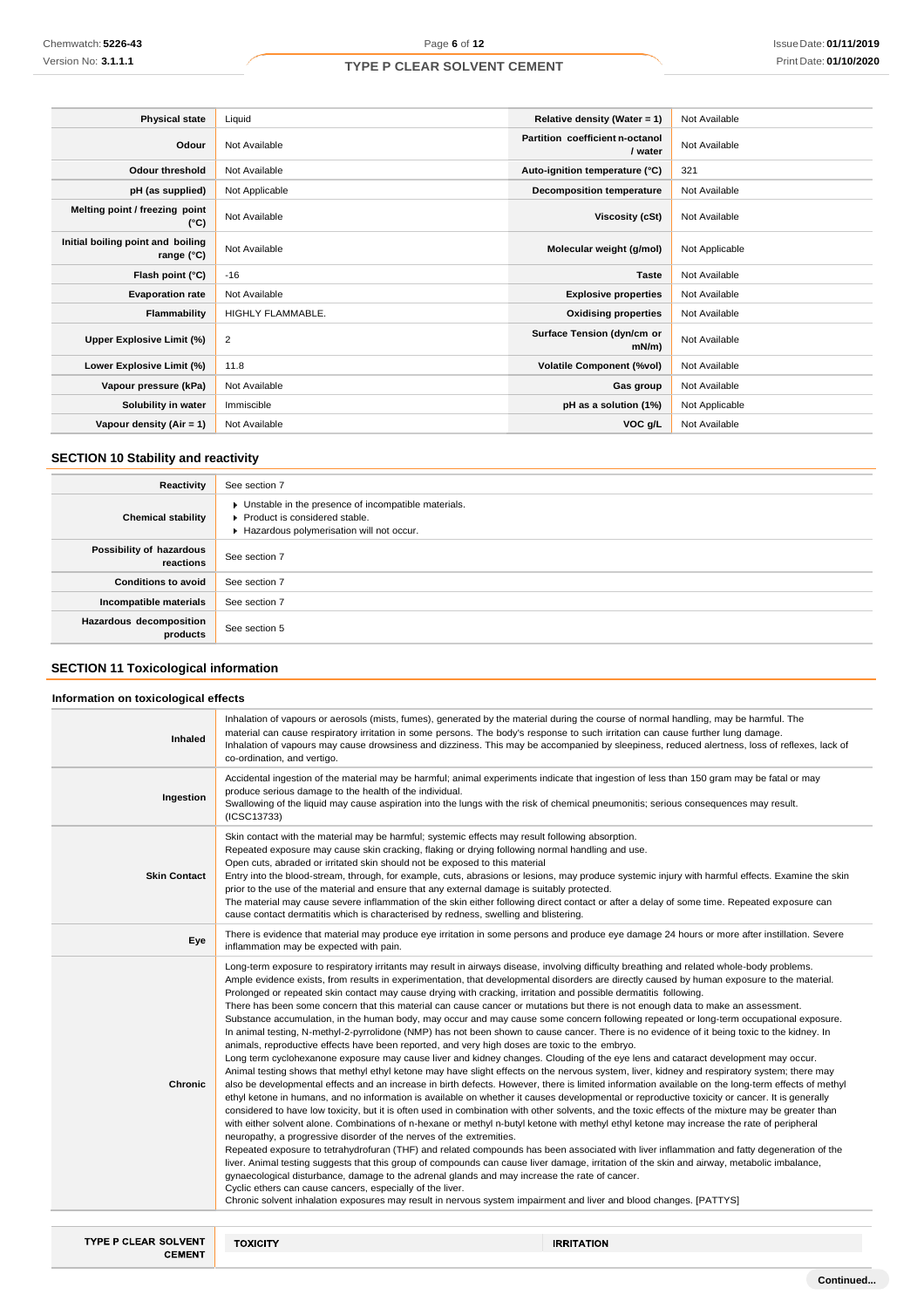| Physical state | Liquid | Relative density (Water = 1) | Not Available |
|---|---|---|---|
| Odour | Not Available | Partition coefficient n-octanol / water | Not Available |
| Odour threshold | Not Available | Auto-ignition temperature (°C) | 321 |
| pH (as supplied) | Not Applicable | Decomposition temperature | Not Available |
| Melting point / freezing point (°C) | Not Available | Viscosity (cSt) | Not Available |
| Initial boiling point and boiling range (°C) | Not Available | Molecular weight (g/mol) | Not Applicable |
| Flash point (°C) | -16 | Taste | Not Available |
| Evaporation rate | Not Available | Explosive properties | Not Available |
| Flammability | HIGHLY FLAMMABLE. | Oxidising properties | Not Available |
| Upper Explosive Limit (%) | 2 | Surface Tension (dyn/cm or mN/m) | Not Available |
| Lower Explosive Limit (%) | 11.8 | Volatile Component (%vol) | Not Available |
| Vapour pressure (kPa) | Not Available | Gas group | Not Available |
| Solubility in water | Immiscible | pH as a solution (1%) | Not Applicable |
| Vapour density (Air = 1) | Not Available | VOC g/L | Not Available |

## SECTION 10 Stability and reactivity

| | |
|---|---|
| Reactivity | See section 7 |
| Chemical stability | ▸ Unstable in the presence of incompatible materials.<br>▸ Product is considered stable.<br>▸ Hazardous polymerisation will not occur. |
| Possibility of hazardous reactions | See section 7 |
| Conditions to avoid | See section 7 |
| Incompatible materials | See section 7 |
| Hazardous decomposition products | See section 5 |

## SECTION 11 Toxicological information

### Information on toxicological effects

| | |
|---|---|
| Inhaled | Inhalation of vapours or aerosols (mists, fumes), generated by the material during the course of normal handling, may be harmful. The material can cause respiratory irritation in some persons. The body's response to such irritation can cause further lung damage.<br>Inhalation of vapours may cause drowsiness and dizziness. This may be accompanied by sleepiness, reduced alertness, loss of reflexes, lack of co-ordination, and vertigo. |
| Ingestion | Accidental ingestion of the material may be harmful; animal experiments indicate that ingestion of less than 150 gram may be fatal or may produce serious damage to the health of the individual.<br>Swallowing of the liquid may cause aspiration into the lungs with the risk of chemical pneumonitis; serious consequences may result. (ICSC13733) |
| Skin Contact | Skin contact with the material may be harmful; systemic effects may result following absorption.<br>Repeated exposure may cause skin cracking, flaking or drying following normal handling and use.<br>Open cuts, abraded or irritated skin should not be exposed to this material<br>Entry into the blood-stream, through, for example, cuts, abrasions or lesions, may produce systemic injury with harmful effects. Examine the skin prior to the use of the material and ensure that any external damage is suitably protected.<br>The material may cause severe inflammation of the skin either following direct contact or after a delay of some time. Repeated exposure can cause contact dermatitis which is characterised by redness, swelling and blistering. |
| Eye | There is evidence that material may produce eye irritation in some persons and produce eye damage 24 hours or more after instillation. Severe inflammation may be expected with pain. |
| Chronic | Long-term exposure to respiratory irritants may result in airways disease, involving difficulty breathing and related whole-body problems.<br>Ample evidence exists, from results in experimentation, that developmental disorders are directly caused by human exposure to the material.<br>Prolonged or repeated skin contact may cause drying with cracking, irritation and possible dermatitis following.<br>There has been some concern that this material can cause cancer or mutations but there is not enough data to make an assessment.<br>Substance accumulation, in the human body, may occur and may cause some concern following repeated or long-term occupational exposure.<br>In animal testing, N-methyl-2-pyrrolidone (NMP) has not been shown to cause cancer. There is no evidence of it being toxic to the kidney. In animals, reproductive effects have been reported, and very high doses are toxic to the embryo.<br>Long term cyclohexanone exposure may cause liver and kidney changes. Clouding of the eye lens and cataract development may occur.<br>Animal testing shows that methyl ethyl ketone may have slight effects on the nervous system, liver, kidney and respiratory system; there may also be developmental effects and an increase in birth defects. However, there is limited information available on the long-term effects of methyl ethyl ketone in humans, and no information is available on whether it causes developmental or reproductive toxicity or cancer. It is generally considered to have low toxicity, but it is often used in combination with other solvents, and the toxic effects of the mixture may be greater than with either solvent alone. Combinations of n-hexane or methyl n-butyl ketone with methyl ethyl ketone may increase the rate of peripheral neuropathy, a progressive disorder of the nerves of the extremities.<br>Repeated exposure to tetrahydrofuran (THF) and related compounds has been associated with liver inflammation and fatty degeneration of the liver. Animal testing suggests that this group of compounds can cause liver damage, irritation of the skin and airway, metabolic imbalance, gynaecological disturbance, damage to the adrenal glands and may increase the rate of cancer.<br>Cyclic ethers can cause cancers, especially of the liver.<br>Chronic solvent inhalation exposures may result in nervous system impairment and liver and blood changes. [PATTYS] |

| TYPE P CLEAR SOLVENT CEMENT | TOXICITY | IRRITATION |
|---|---|---|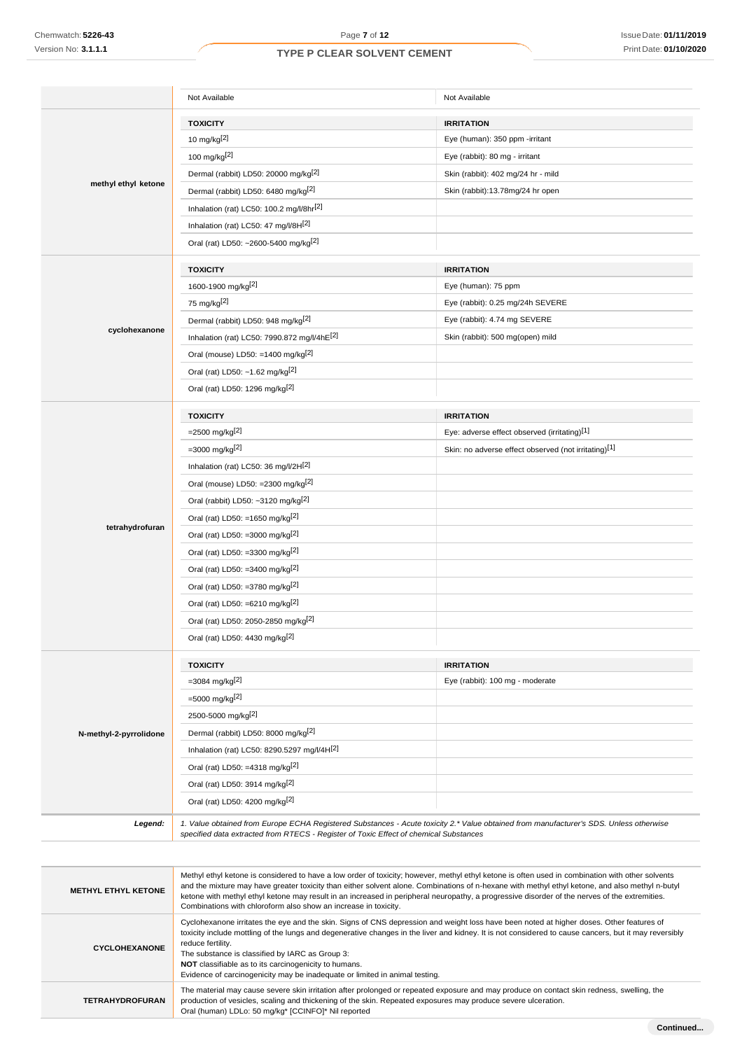| | TOXICITY | IRRITATION |
|---|---|---|
| | Not Available | Not Available |
| methyl ethyl ketone | **TOXICITY** | **IRRITATION** |
| | 10 mg/kg[2] | Eye (human): 350 ppm -irritant |
| | 100 mg/kg[2] | Eye (rabbit): 80 mg - irritant |
| | Dermal (rabbit) LD50: 20000 mg/kg[2] | Skin (rabbit): 402 mg/24 hr - mild |
| | Dermal (rabbit) LD50: 6480 mg/kg[2] | Skin (rabbit):13.78mg/24 hr open |
| | Inhalation (rat) LC50: 100.2 mg/l/8hr[2] | |
| | Inhalation (rat) LC50: 47 mg/l/8H[2] | |
| | Oral (rat) LD50: ~2600-5400 mg/kg[2] | |
| cyclohexanone | **TOXICITY** | **IRRITATION** |
| | 1600-1900 mg/kg[2] | Eye (human): 75 ppm |
| | 75 mg/kg[2] | Eye (rabbit): 0.25 mg/24h SEVERE |
| | Dermal (rabbit) LD50: 948 mg/kg[2] | Eye (rabbit): 4.74 mg SEVERE |
| | Inhalation (rat) LC50: 7990.872 mg/l/4hE[2] | Skin (rabbit): 500 mg(open) mild |
| | Oral (mouse) LD50: =1400 mg/kg[2] | |
| | Oral (rat) LD50: ~1.62 mg/kg[2] | |
| | Oral (rat) LD50: 1296 mg/kg[2] | |
| tetrahydrofuran | **TOXICITY** | **IRRITATION** |
| | =2500 mg/kg[2] | Eye: adverse effect observed (irritating)[1] |
| | =3000 mg/kg[2] | Skin: no adverse effect observed (not irritating)[1] |
| | Inhalation (rat) LC50: 36 mg/l/2H[2] | |
| | Oral (mouse) LD50: =2300 mg/kg[2] | |
| | Oral (rabbit) LD50: ~3120 mg/kg[2] | |
| | Oral (rat) LD50: =1650 mg/kg[2] | |
| | Oral (rat) LD50: =3000 mg/kg[2] | |
| | Oral (rat) LD50: =3300 mg/kg[2] | |
| | Oral (rat) LD50: =3400 mg/kg[2] | |
| | Oral (rat) LD50: =3780 mg/kg[2] | |
| | Oral (rat) LD50: =6210 mg/kg[2] | |
| | Oral (rat) LD50: 2050-2850 mg/kg[2] | |
| | Oral (rat) LD50: 4430 mg/kg[2] | |
| N-methyl-2-pyrrolidone | **TOXICITY** | **IRRITATION** |
| | =3084 mg/kg[2] | Eye (rabbit): 100 mg - moderate |
| | =5000 mg/kg[2] | |
| | 2500-5000 mg/kg[2] | |
| | Dermal (rabbit) LD50: 8000 mg/kg[2] | |
| | Inhalation (rat) LC50: 8290.5297 mg/l/4H[2] | |
| | Oral (rat) LD50: =4318 mg/kg[2] | |
| | Oral (rat) LD50: 3914 mg/kg[2] | |
| | Oral (rat) LD50: 4200 mg/kg[2] | |
| ***Legend:*** | *1. Value obtained from Europe ECHA Registered Substances - Acute toxicity 2.\* Value obtained from manufacturer's SDS. Unless otherwise specified data extracted from RTECS - Register of Toxic Effect of chemical Substances* | |

| | |
|---|---|
| **METHYL ETHYL KETONE** | Methyl ethyl ketone is considered to have a low order of toxicity; however, methyl ethyl ketone is often used in combination with other solvents and the mixture may have greater toxicity than either solvent alone. Combinations of n-hexane with methyl ethyl ketone, and also methyl n-butyl ketone with methyl ethyl ketone may result in an increased in peripheral neuropathy, a progressive disorder of the nerves of the extremities. Combinations with chloroform also show an increase in toxicity. |
| **CYCLOHEXANONE** | Cyclohexanone irritates the eye and the skin. Signs of CNS depression and weight loss have been noted at higher doses. Other features of toxicity include mottling of the lungs and degenerative changes in the liver and kidney. It is not considered to cause cancers, but it may reversibly reduce fertility.<br>The substance is classified by IARC as Group 3:<br>**NOT** classifiable as to its carcinogenicity to humans.<br>Evidence of carcinogenicity may be inadequate or limited in animal testing. |
| **TETRAHYDROFURAN** | The material may cause severe skin irritation after prolonged or repeated exposure and may produce on contact skin redness, swelling, the production of vesicles, scaling and thickening of the skin. Repeated exposures may produce severe ulceration.<br>Oral (human) LDLo: 50 mg/kg* [CCINFO]* Nil reported |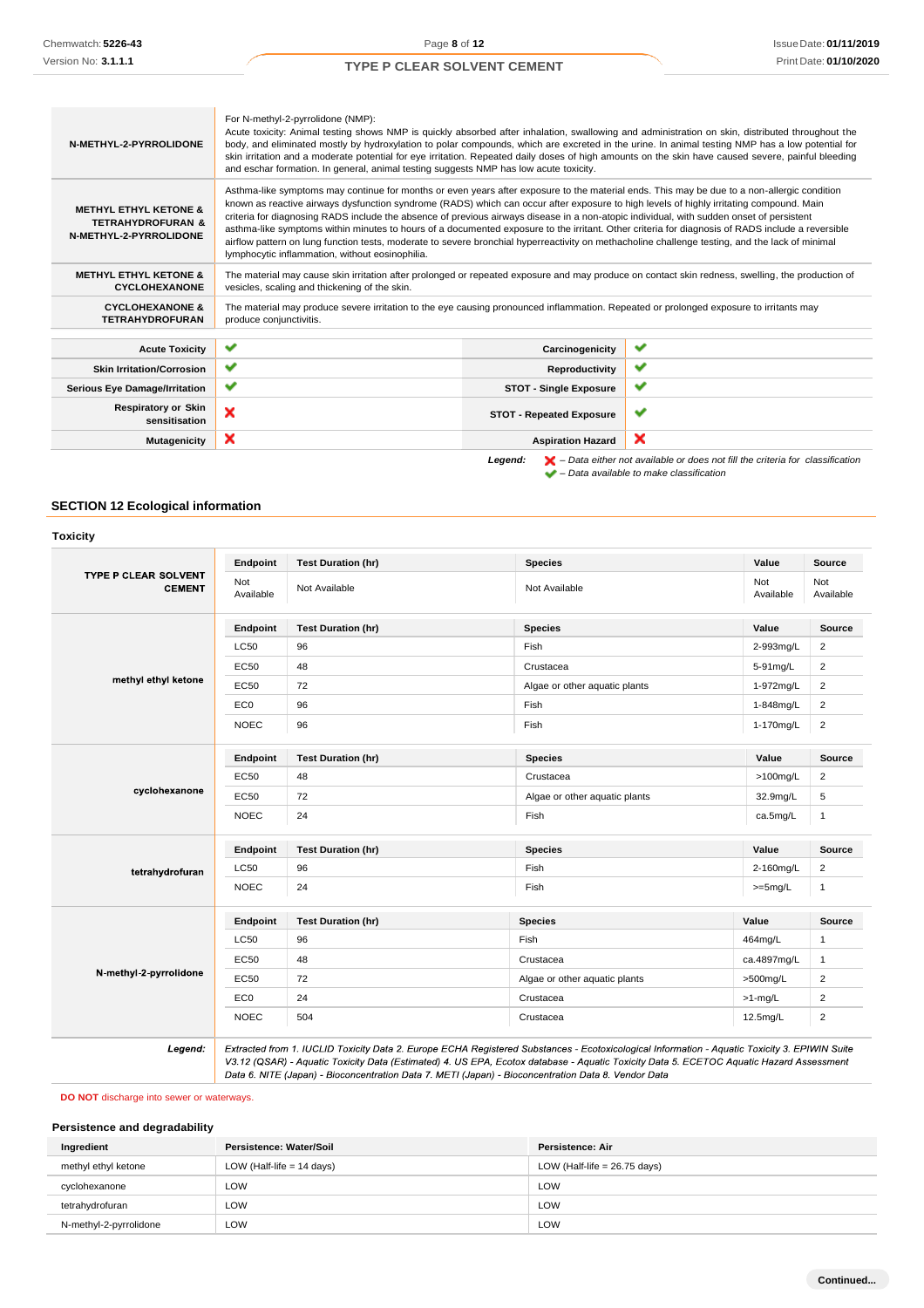| | |
|---|---|
| **N-METHYL-2-PYRROLIDONE** | For N-methyl-2-pyrrolidone (NMP): Acute toxicity: Animal testing shows NMP is quickly absorbed after inhalation, swallowing and administration on skin, distributed throughout the body, and eliminated mostly by hydroxylation to polar compounds, which are excreted in the urine. In animal testing NMP has a low potential for skin irritation and a moderate potential for eye irritation. Repeated daily doses of high amounts on the skin have caused severe, painful bleeding and eschar formation. In general, animal testing suggests NMP has low acute toxicity. |
| **METHYL ETHYL KETONE & TETRAHYDROFURAN & N-METHYL-2-PYRROLIDONE** | Asthma-like symptoms may continue for months or even years after exposure to the material ends. This may be due to a non-allergic condition known as reactive airways dysfunction syndrome (RADS) which can occur after exposure to high levels of highly irritating compound. Main criteria for diagnosing RADS include the absence of previous airways disease in a non-atopic individual, with sudden onset of persistent asthma-like symptoms within minutes to hours of a documented exposure to the irritant. Other criteria for diagnosis of RADS include a reversible airflow pattern on lung function tests, moderate to severe bronchial hyperreactivity on methacholine challenge testing, and the lack of minimal lymphocytic inflammation, without eosinophilia. |
| **METHYL ETHYL KETONE & CYCLOHEXANONE** | The material may cause skin irritation after prolonged or repeated exposure and may produce on contact skin redness, swelling, the production of vesicles, scaling and thickening of the skin. |
| **CYCLOHEXANONE & TETRAHYDROFURAN** | The material may produce severe irritation to the eye causing pronounced inflammation. Repeated or prolonged exposure to irritants may produce conjunctivitis. |

| | | | |
|---|---|---|---|
| **Acute Toxicity** | ✔ | **Carcinogenicity** | ✔ |
| **Skin Irritation/Corrosion** | ✔ | **Reproductivity** | ✔ |
| **Serious Eye Damage/Irritation** | ✔ | **STOT - Single Exposure** | ✔ |
| **Respiratory or Skin sensitisation** | ✘ | **STOT - Repeated Exposure** | ✔ |
| **Mutagenicity** | ✘ | **Aspiration Hazard** | ✘ |

*Legend:* ✘ – *Data either not available or does not fill the criteria for classification*
✔ – *Data available to make classification*

## SECTION 12 Ecological information

### Toxicity

| | Endpoint | Test Duration (hr) | Species | Value | Source |
|---|---|---|---|---|---|
| **TYPE P CLEAR SOLVENT CEMENT** | Not Available | Not Available | Not Available | Not Available | Not Available |
| **methyl ethyl ketone** | LC50 | 96 | Fish | 2-993mg/L | 2 |
| | EC50 | 48 | Crustacea | 5-91mg/L | 2 |
| | EC50 | 72 | Algae or other aquatic plants | 1-972mg/L | 2 |
| | EC0 | 96 | Fish | 1-848mg/L | 2 |
| | NOEC | 96 | Fish | 1-170mg/L | 2 |
| **cyclohexanone** | EC50 | 48 | Crustacea | >100mg/L | 2 |
| | EC50 | 72 | Algae or other aquatic plants | 32.9mg/L | 5 |
| | NOEC | 24 | Fish | ca.5mg/L | 1 |
| **tetrahydrofuran** | LC50 | 96 | Fish | 2-160mg/L | 2 |
| | NOEC | 24 | Fish | >=5mg/L | 1 |
| **N-methyl-2-pyrrolidone** | LC50 | 96 | Fish | 464mg/L | 1 |
| | EC50 | 48 | Crustacea | ca.4897mg/L | 1 |
| | EC50 | 72 | Algae or other aquatic plants | >500mg/L | 2 |
| | EC0 | 24 | Crustacea | >1-mg/L | 2 |
| | NOEC | 504 | Crustacea | 12.5mg/L | 2 |

***Legend:*** *Extracted from 1. IUCLID Toxicity Data 2. Europe ECHA Registered Substances - Ecotoxicological Information - Aquatic Toxicity 3. EPIWIN Suite V3.12 (QSAR) - Aquatic Toxicity Data (Estimated) 4. US EPA, Ecotox database - Aquatic Toxicity Data 5. ECETOC Aquatic Hazard Assessment Data 6. NITE (Japan) - Bioconcentration Data 7. METI (Japan) - Bioconcentration Data 8. Vendor Data*

**DO NOT** discharge into sewer or waterways.

### Persistence and degradability

| Ingredient | Persistence: Water/Soil | Persistence: Air |
|---|---|---|
| methyl ethyl ketone | LOW (Half-life = 14 days) | LOW (Half-life = 26.75 days) |
| cyclohexanone | LOW | LOW |
| tetrahydrofuran | LOW | LOW |
| N-methyl-2-pyrrolidone | LOW | LOW |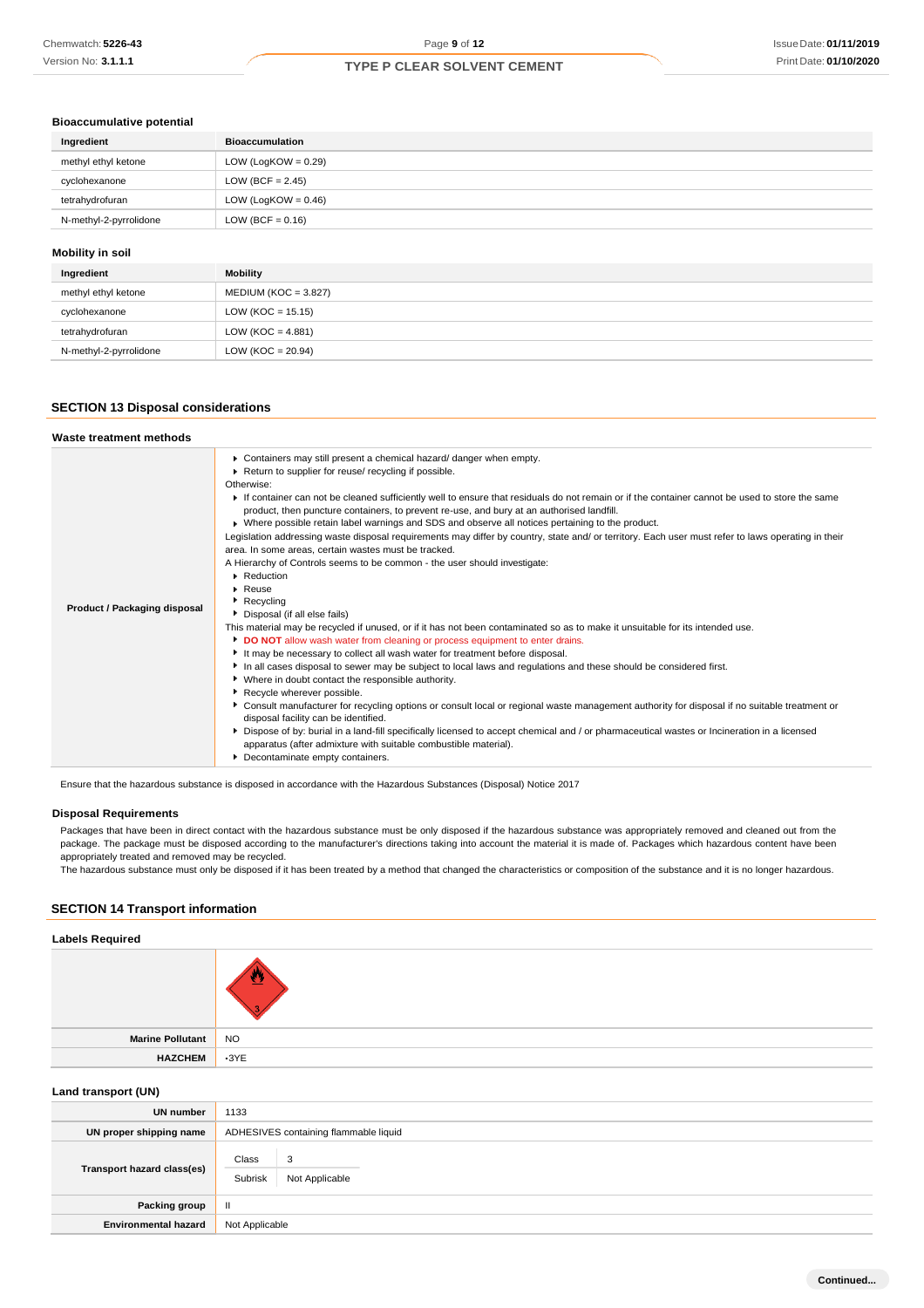### Bioaccumulative potential

| Ingredient | Bioaccumulation |
| --- | --- |
| methyl ethyl ketone | LOW (LogKOW = 0.29) |
| cyclohexanone | LOW (BCF = 2.45) |
| tetrahydrofuran | LOW (LogKOW = 0.46) |
| N-methyl-2-pyrrolidone | LOW (BCF = 0.16) |

### Mobility in soil

| Ingredient | Mobility |
| --- | --- |
| methyl ethyl ketone | MEDIUM (KOC = 3.827) |
| cyclohexanone | LOW (KOC = 15.15) |
| tetrahydrofuran | LOW (KOC = 4.881) |
| N-methyl-2-pyrrolidone | LOW (KOC = 20.94) |

## SECTION 13 Disposal considerations

### Waste treatment methods

| | |
| --- | --- |
| **Product / Packaging disposal** | ▸ Containers may still present a chemical hazard/ danger when empty.<br>▸ Return to supplier for reuse/ recycling if possible.<br>Otherwise:<br>▸ If container can not be cleaned sufficiently well to ensure that residuals do not remain or if the container cannot be used to store the same product, then puncture containers, to prevent re-use, and bury at an authorised landfill.<br>▸ Where possible retain label warnings and SDS and observe all notices pertaining to the product.<br>Legislation addressing waste disposal requirements may differ by country, state and/ or territory. Each user must refer to laws operating in their area. In some areas, certain wastes must be tracked.<br>A Hierarchy of Controls seems to be common - the user should investigate:<br>▸ Reduction<br>▸ Reuse<br>▸ Recycling<br>▸ Disposal (if all else fails)<br>This material may be recycled if unused, or if it has not been contaminated so as to make it unsuitable for its intended use.<br>▸ **DO NOT** allow wash water from cleaning or process equipment to enter drains.<br>▸ It may be necessary to collect all wash water for treatment before disposal.<br>▸ In all cases disposal to sewer may be subject to local laws and regulations and these should be considered first.<br>▸ Where in doubt contact the responsible authority.<br>▸ Recycle wherever possible.<br>▸ Consult manufacturer for recycling options or consult local or regional waste management authority for disposal if no suitable treatment or disposal facility can be identified.<br>▸ Dispose of by: burial in a land-fill specifically licensed to accept chemical and / or pharmaceutical wastes or Incineration in a licensed apparatus (after admixture with suitable combustible material).<br>▸ Decontaminate empty containers. |

Ensure that the hazardous substance is disposed in accordance with the Hazardous Substances (Disposal) Notice 2017

### Disposal Requirements

Packages that have been in direct contact with the hazardous substance must be only disposed if the hazardous substance was appropriately removed and cleaned out from the package. The package must be disposed according to the manufacturer's directions taking into account the material it is made of. Packages which hazardous content have been appropriately treated and removed may be recycled.
The hazardous substance must only be disposed if it has been treated by a method that changed the characteristics or composition of the substance and it is no longer hazardous.

## SECTION 14 Transport information

### Labels Required

| | |
| --- | --- |
| | |
| **Marine Pollutant** | NO |
| **HAZCHEM** | •3YE |

### Land transport (UN)

| | |
| --- | --- |
| **UN number** | 1133 |
| **UN proper shipping name** | ADHESIVES containing flammable liquid |
| **Transport hazard class(es)** | Class: 3<br>Subrisk: Not Applicable |
| **Packing group** | II |
| **Environmental hazard** | Not Applicable |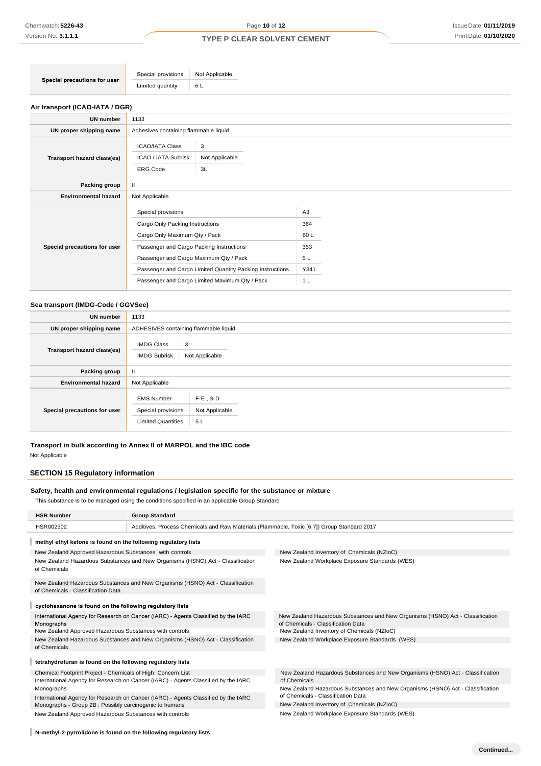| Special precautions for user | |
|---|---|
| Special provisions | Not Applicable |
| Limited quantity | 5 L |

### Air transport (ICAO-IATA / DGR)

| | |
|---|---|
| UN number | 1133 |
| UN proper shipping name | Adhesives containing flammable liquid |
| Transport hazard class(es) | ICAO/IATA Class: 3<br>ICAO / IATA Subrisk: Not Applicable<br>ERG Code: 3L |
| Packing group | II |
| Environmental hazard | Not Applicable |
| Special precautions for user | Special provisions: A3<br>Cargo Only Packing Instructions: 364<br>Cargo Only Maximum Qty / Pack: 60 L<br>Passenger and Cargo Packing Instructions: 353<br>Passenger and Cargo Maximum Qty / Pack: 5 L<br>Passenger and Cargo Limited Quantity Packing Instructions: Y341<br>Passenger and Cargo Limited Maximum Qty / Pack: 1 L |

### Sea transport (IMDG-Code / GGVSee)

| | |
|---|---|
| UN number | 1133 |
| UN proper shipping name | ADHESIVES containing flammable liquid |
| Transport hazard class(es) | IMDG Class: 3<br>IMDG Subrisk: Not Applicable |
| Packing group | II |
| Environmental hazard | Not Applicable |
| Special precautions for user | EMS Number: F-E , S-D<br>Special provisions: Not Applicable<br>Limited Quantities: 5 L |

### Transport in bulk according to Annex II of MARPOL and the IBC code

Not Applicable

## SECTION 15 Regulatory information

### Safety, health and environmental regulations / legislation specific for the substance or mixture

This substance is to be managed using the conditions specified in an applicable Group Standard

| HSR Number | Group Standard |
|---|---|
| HSR002502 | Additives, Process Chemicals and Raw Materials (Flammable, Toxic [6.7]) Group Standard 2017 |

**methyl ethyl ketone is found on the following regulatory lists**

- New Zealand Approved Hazardous Substances with controls
- New Zealand Hazardous Substances and New Organisms (HSNO) Act - Classification of Chemicals
- New Zealand Hazardous Substances and New Organisms (HSNO) Act - Classification of Chemicals - Classification Data
- New Zealand Inventory of Chemicals (NZIoC)
- New Zealand Workplace Exposure Standards (WES)

**cyclohexanone is found on the following regulatory lists**

- International Agency for Research on Cancer (IARC) - Agents Classified by the IARC Monographs
- New Zealand Approved Hazardous Substances with controls
- New Zealand Hazardous Substances and New Organisms (HSNO) Act - Classification of Chemicals
- New Zealand Hazardous Substances and New Organisms (HSNO) Act - Classification of Chemicals - Classification Data
- New Zealand Inventory of Chemicals (NZIoC)
- New Zealand Workplace Exposure Standards (WES)

**tetrahydrofuran is found on the following regulatory lists**

- Chemical Footprint Project - Chemicals of High Concern List
- International Agency for Research on Cancer (IARC) - Agents Classified by the IARC Monographs
- International Agency for Research on Cancer (IARC) - Agents Classified by the IARC Monographs - Group 2B : Possibly carcinogenic to humans
- New Zealand Approved Hazardous Substances with controls
- New Zealand Hazardous Substances and New Organisms (HSNO) Act - Classification of Chemicals
- New Zealand Hazardous Substances and New Organisms (HSNO) Act - Classification of Chemicals - Classification Data
- New Zealand Inventory of Chemicals (NZIoC)
- New Zealand Workplace Exposure Standards (WES)

**N-methyl-2-pyrrolidone is found on the following regulatory lists**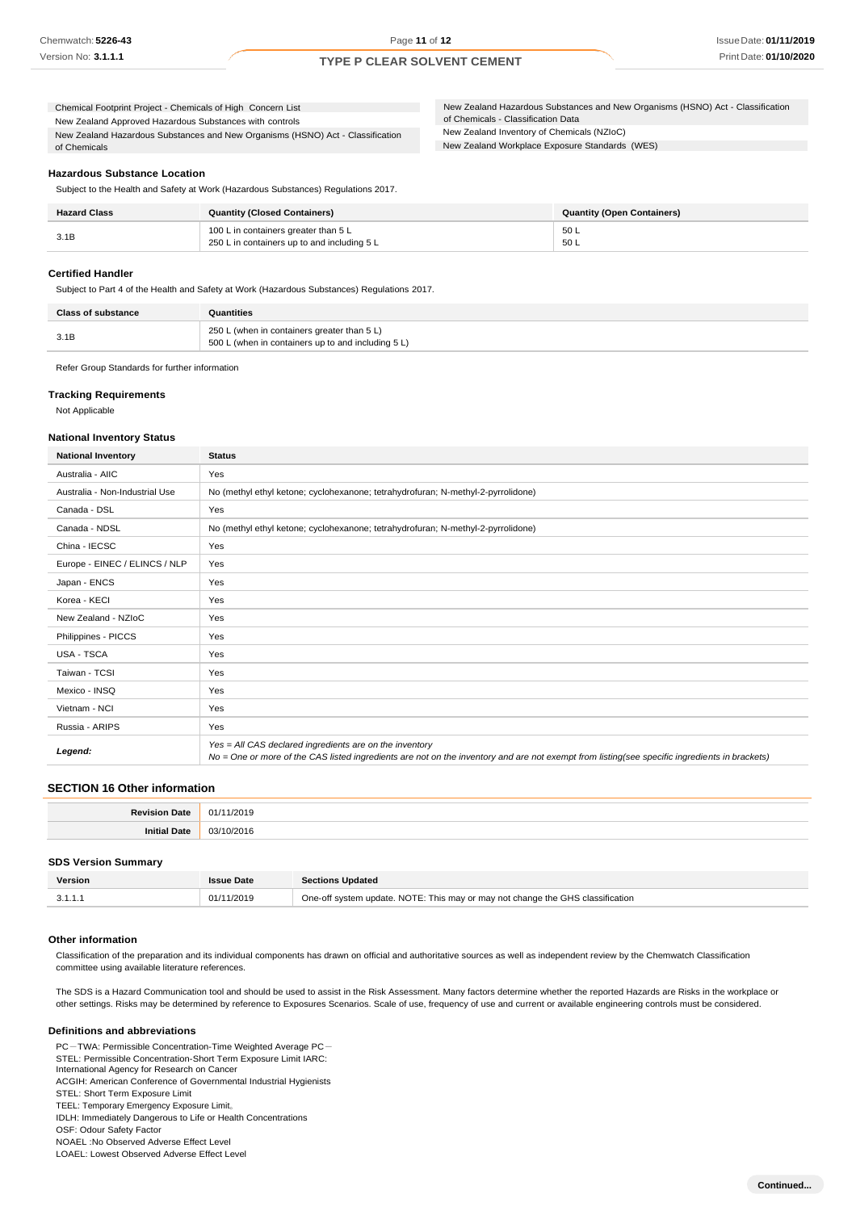Chemical Footprint Project - Chemicals of High Concern List

New Zealand Approved Hazardous Substances with controls

New Zealand Hazardous Substances and New Organisms (HSNO) Act - Classification of Chemicals

New Zealand Hazardous Substances and New Organisms (HSNO) Act - Classification of Chemicals - Classification Data

New Zealand Inventory of Chemicals (NZIoC)

New Zealand Workplace Exposure Standards (WES)

### Hazardous Substance Location

Subject to the Health and Safety at Work (Hazardous Substances) Regulations 2017.

| Hazard Class | Quantity (Closed Containers) | Quantity (Open Containers) |
| --- | --- | --- |
| 3.1B | 100 L in containers greater than 5 L<br>250 L in containers up to and including 5 L | 50 L<br>50 L |

### Certified Handler

Subject to Part 4 of the Health and Safety at Work (Hazardous Substances) Regulations 2017.

| Class of substance | Quantities |
| --- | --- |
| 3.1B | 250 L (when in containers greater than 5 L)<br>500 L (when in containers up to and including 5 L) |

Refer Group Standards for further information

### Tracking Requirements

Not Applicable

### National Inventory Status

| National Inventory | Status |
| --- | --- |
| Australia - AIIC | Yes |
| Australia - Non-Industrial Use | No (methyl ethyl ketone; cyclohexanone; tetrahydrofuran; N-methyl-2-pyrrolidone) |
| Canada - DSL | Yes |
| Canada - NDSL | No (methyl ethyl ketone; cyclohexanone; tetrahydrofuran; N-methyl-2-pyrrolidone) |
| China - IECSC | Yes |
| Europe - EINEC / ELINCS / NLP | Yes |
| Japan - ENCS | Yes |
| Korea - KECI | Yes |
| New Zealand - NZIoC | Yes |
| Philippines - PICCS | Yes |
| USA - TSCA | Yes |
| Taiwan - TCSI | Yes |
| Mexico - INSQ | Yes |
| Vietnam - NCI | Yes |
| Russia - ARIPS | Yes |
| *Legend:* | *Yes = All CAS declared ingredients are on the inventory*<br>*No = One or more of the CAS listed ingredients are not on the inventory and are not exempt from listing(see specific ingredients in brackets)* |

## SECTION 16 Other information

| Revision Date | 01/11/2019 |
| --- | --- |
| Initial Date | 03/10/2016 |

### SDS Version Summary

| Version | Issue Date | Sections Updated |
| --- | --- | --- |
| 3.1.1.1 | 01/11/2019 | One-off system update. NOTE: This may or may not change the GHS classification |

### Other information

Classification of the preparation and its individual components has drawn on official and authoritative sources as well as independent review by the Chemwatch Classification committee using available literature references.

The SDS is a Hazard Communication tool and should be used to assist in the Risk Assessment. Many factors determine whether the reported Hazards are Risks in the workplace or other settings. Risks may be determined by reference to Exposures Scenarios. Scale of use, frequency of use and current or available engineering controls must be considered.

### Definitions and abbreviations

PC－TWA: Permissible Concentration-Time Weighted Average PC－
STEL: Permissible Concentration-Short Term Exposure Limit IARC:
International Agency for Research on Cancer
ACGIH: American Conference of Governmental Industrial Hygienists
STEL: Short Term Exposure Limit
TEEL: Temporary Emergency Exposure Limit｡
IDLH: Immediately Dangerous to Life or Health Concentrations
OSF: Odour Safety Factor
NOAEL :No Observed Adverse Effect Level
LOAEL: Lowest Observed Adverse Effect Level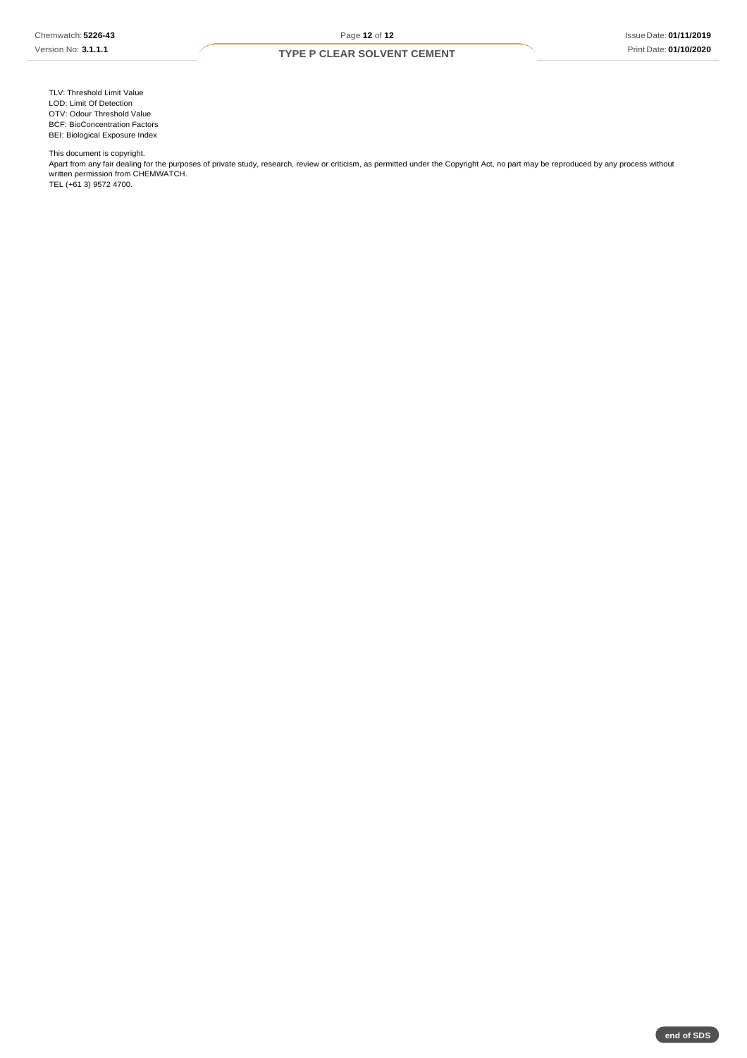TLV: Threshold Limit Value
LOD: Limit Of Detection
OTV: Odour Threshold Value
BCF: BioConcentration Factors
BEI: Biological Exposure Index

This document is copyright.
Apart from any fair dealing for the purposes of private study, research, review or criticism, as permitted under the Copyright Act, no part may be reproduced by any process without written permission from CHEMWATCH.
TEL (+61 3) 9572 4700.

end of SDS